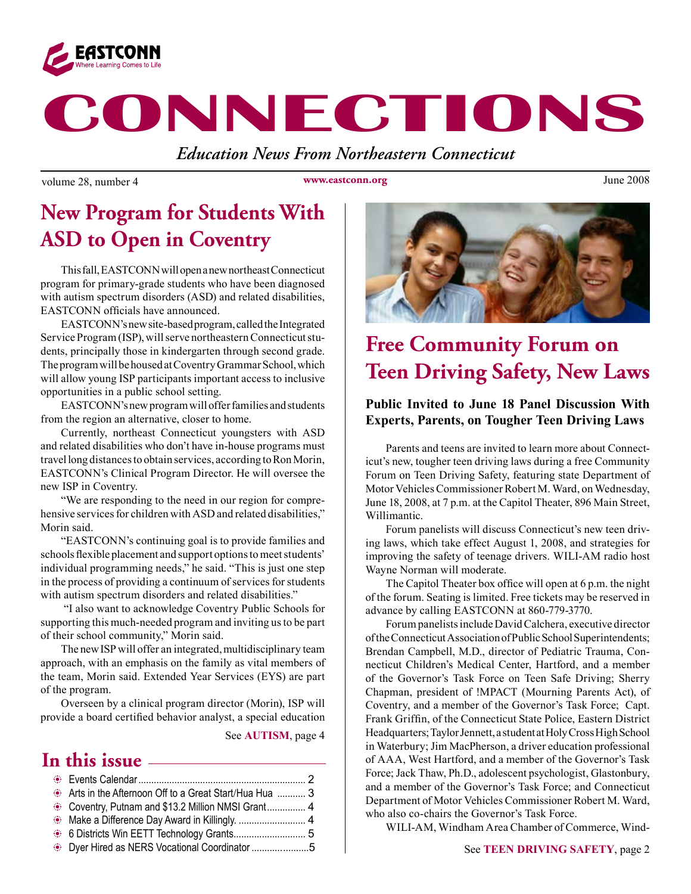EASTCONN
Where Learning Comes to Life

# CONNECTIONS

*Education News From Northeastern Connecticut*

volume 28, number 4 | www.eastconn.org | June 2008

## New Program for Students With ASD to Open in Coventry

This fall, EASTCONN will open a new northeast Connecticut program for primary-grade students who have been diagnosed with autism spectrum disorders (ASD) and related disabilities, EASTCONN officials have announced.

EASTCONN's new site-based program, called the Integrated Service Program (ISP), will serve northeastern Connecticut students, principally those in kindergarten through second grade. The program will be housed at Coventry Grammar School, which will allow young ISP participants important access to inclusive opportunities in a public school setting.

EASTCONN's new program will offer families and students from the region an alternative, closer to home.

Currently, northeast Connecticut youngsters with ASD and related disabilities who don't have in-house programs must travel long distances to obtain services, according to Ron Morin, EASTCONN's Clinical Program Director. He will oversee the new ISP in Coventry.

"We are responding to the need in our region for comprehensive services for children with ASD and related disabilities," Morin said.

"EASTCONN's continuing goal is to provide families and schools flexible placement and support options to meet students' individual programming needs," he said. "This is just one step in the process of providing a continuum of services for students with autism spectrum disorders and related disabilities."

"I also want to acknowledge Coventry Public Schools for supporting this much-needed program and inviting us to be part of their school community," Morin said.

The new ISP will offer an integrated, multidisciplinary team approach, with an emphasis on the family as vital members of the team, Morin said. Extended Year Services (EYS) are part of the program.

Overseen by a clinical program director (Morin), ISP will provide a board certified behavior analyst, a special education

See **AUTISM**, page 4

## In this issue

- Events Calendar ........ 2
- Arts in the Afternoon Off to a Great Start/Hua Hua ........ 3
- Coventry, Putnam and $13.2 Million NMSI Grant ........ 4
- Make a Difference Day Award in Killingly. ........ 4
- 6 Districts Win EETT Technology Grants ........ 5
- Dyer Hired as NERS Vocational Coordinator ........ 5

## Free Community Forum on Teen Driving Safety, New Laws

### Public Invited to June 18 Panel Discussion With Experts, Parents, on Tougher Teen Driving Laws

Parents and teens are invited to learn more about Connecticut's new, tougher teen driving laws during a free Community Forum on Teen Driving Safety, featuring state Department of Motor Vehicles Commissioner Robert M. Ward, on Wednesday, June 18, 2008, at 7 p.m. at the Capitol Theater, 896 Main Street, Willimantic.

Forum panelists will discuss Connecticut's new teen driving laws, which take effect August 1, 2008, and strategies for improving the safety of teenage drivers. WILI-AM radio host Wayne Norman will moderate.

The Capitol Theater box office will open at 6 p.m. the night of the forum. Seating is limited. Free tickets may be reserved in advance by calling EASTCONN at 860-779-3770.

Forum panelists include David Calchera, executive director of the Connecticut Association of Public School Superintendents; Brendan Campbell, M.D., director of Pediatric Trauma, Connecticut Children's Medical Center, Hartford, and a member of the Governor's Task Force on Teen Safe Driving; Sherry Chapman, president of !MPACT (Mourning Parents Act), of Coventry, and a member of the Governor's Task Force; Capt. Frank Griffin, of the Connecticut State Police, Eastern District Headquarters; Taylor Jennett, a student at Holy Cross High School in Waterbury; Jim MacPherson, a driver education professional of AAA, West Hartford, and a member of the Governor's Task Force; Jack Thaw, Ph.D., adolescent psychologist, Glastonbury, and a member of the Governor's Task Force; and Connecticut Department of Motor Vehicles Commissioner Robert M. Ward, who also co-chairs the Governor's Task Force.

WILI-AM, Windham Area Chamber of Commerce, Wind-

See **TEEN DRIVING SAFETY**, page 2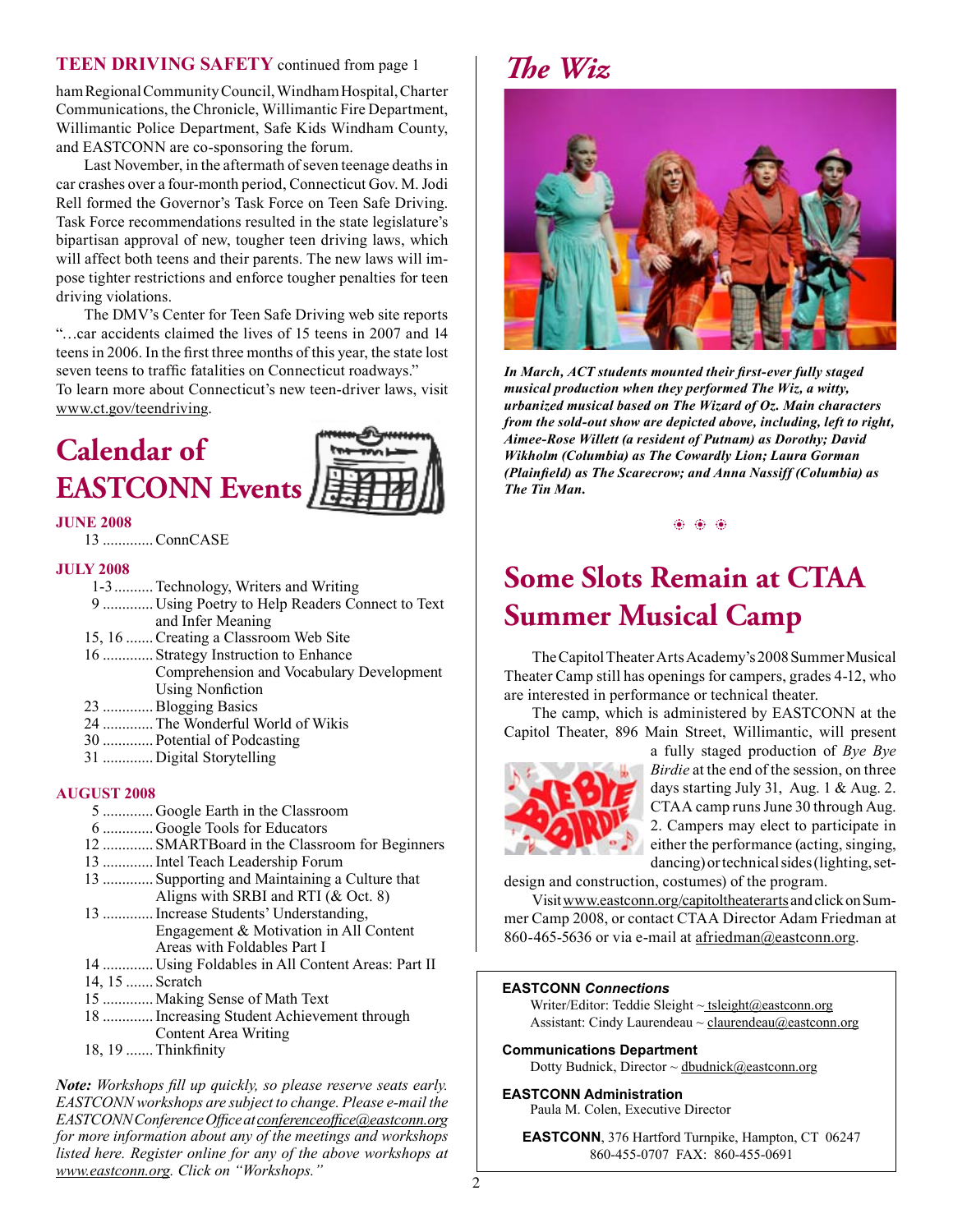**TEEN DRIVING SAFETY** continued from page 1

ham Regional Community Council, Windham Hospital, Charter Communications, the Chronicle, Willimantic Fire Department, Willimantic Police Department, Safe Kids Windham County, and EASTCONN are co-sponsoring the forum.

Last November, in the aftermath of seven teenage deaths in car crashes over a four-month period, Connecticut Gov. M. Jodi Rell formed the Governor's Task Force on Teen Safe Driving. Task Force recommendations resulted in the state legislature's bipartisan approval of new, tougher teen driving laws, which will affect both teens and their parents. The new laws will impose tighter restrictions and enforce tougher penalties for teen driving violations.

The DMV's Center for Teen Safe Driving web site reports "…car accidents claimed the lives of 15 teens in 2007 and 14 teens in 2006. In the first three months of this year, the state lost seven teens to traffic fatalities on Connecticut roadways."

To learn more about Connecticut's new teen-driver laws, visit www.ct.gov/teendriving.

# Calendar of EASTCONN Events

**JUNE 2008**

- 13 ............. ConnCASE

**JULY 2008**

- 1-3 .......... Technology, Writers and Writing
- 9 ............. Using Poetry to Help Readers Connect to Text and Infer Meaning
- 15, 16 ....... Creating a Classroom Web Site
- 16 ............. Strategy Instruction to Enhance Comprehension and Vocabulary Development Using Nonfiction
- 23 ............. Blogging Basics
- 24 ............. The Wonderful World of Wikis
- 30 ............. Potential of Podcasting
- 31 ............. Digital Storytelling

**AUGUST 2008**

- 5 ............. Google Earth in the Classroom
- 6 ............. Google Tools for Educators
- 12 ............. SMARTBoard in the Classroom for Beginners
- 13 ............. Intel Teach Leadership Forum
- 13 ............. Supporting and Maintaining a Culture that Aligns with SRBI and RTI (& Oct. 8)
- 13 ............. Increase Students' Understanding, Engagement & Motivation in All Content Areas with Foldables Part I
- 14 ............. Using Foldables in All Content Areas: Part II
- 14, 15 ....... Scratch
- 15 ............. Making Sense of Math Text
- 18 ............. Increasing Student Achievement through Content Area Writing
- 18, 19 ....... Thinkfinity

***Note:*** *Workshops fill up quickly, so please reserve seats early. EASTCONN workshops are subject to change. Please e-mail the EASTCONN Conference Office at conferenceoffice@eastconn.org for more information about any of the meetings and workshops listed here. Register online for any of the above workshops at www.eastconn.org. Click on "Workshops."*

# *The Wiz*

***In March, ACT students mounted their first-ever fully staged musical production when they performed The Wiz, a witty, urbanized musical based on The Wizard of Oz. Main characters from the sold-out show are depicted above, including, left to right, Aimee-Rose Willett (a resident of Putnam) as Dorothy; David Wikholm (Columbia) as The Cowardly Lion; Laura Gorman (Plainfield) as The Scarecrow; and Anna Nassiff (Columbia) as The Tin Man.***

# Some Slots Remain at CTAA Summer Musical Camp

The Capitol Theater Arts Academy's 2008 Summer Musical Theater Camp still has openings for campers, grades 4-12, who are interested in performance or technical theater.

The camp, which is administered by EASTCONN at the Capitol Theater, 896 Main Street, Willimantic, will present a fully staged production of *Bye Bye Birdie* at the end of the session, on three days starting July 31, Aug. 1 & Aug. 2. CTAA camp runs June 30 through Aug. 2. Campers may elect to participate in either the performance (acting, singing, dancing) or technical sides (lighting, set-design and construction, costumes) of the program.

Visit www.eastconn.org/capitoltheaterarts and click on Summer Camp 2008, or contact CTAA Director Adam Friedman at 860-465-5636 or via e-mail at afriedman@eastconn.org.

**EASTCONN *Connections***
Writer/Editor: Teddie Sleight ~ tsleight@eastconn.org
Assistant: Cindy Laurendeau ~ claurendeau@eastconn.org

**Communications Department**
Dotty Budnick, Director ~ dbudnick@eastconn.org

**EASTCONN Administration**
Paula M. Colen, Executive Director

**EASTCONN**, 376 Hartford Turnpike, Hampton, CT 06247
860-455-0707 FAX: 860-455-0691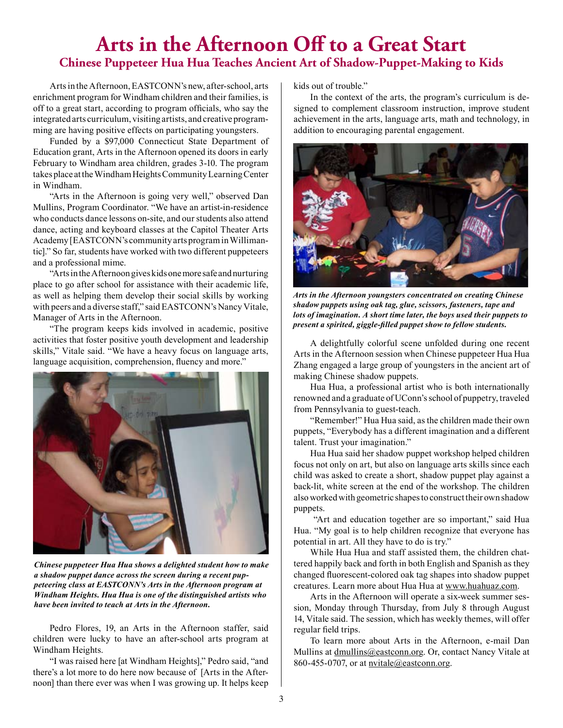# Arts in the Afternoon Off to a Great Start

## Chinese Puppeteer Hua Hua Teaches Ancient Art of Shadow-Puppet-Making to Kids

Arts in the Afternoon, EASTCONN's new, after-school, arts enrichment program for Windham children and their families, is off to a great start, according to program officials, who say the integrated arts curriculum, visiting artists, and creative programming are having positive effects on participating youngsters.

Funded by a $97,000 Connecticut State Department of Education grant, Arts in the Afternoon opened its doors in early February to Windham area children, grades 3-10. The program takes place at the Windham Heights Community Learning Center in Windham.

"Arts in the Afternoon is going very well," observed Dan Mullins, Program Coordinator. "We have an artist-in-residence who conducts dance lessons on-site, and our students also attend dance, acting and keyboard classes at the Capitol Theater Arts Academy [EASTCONN's community arts program in Willimantic]." So far, students have worked with two different puppeteers and a professional mime.

"Arts in the Afternoon gives kids one more safe and nurturing place to go after school for assistance with their academic life, as well as helping them develop their social skills by working with peers and a diverse staff," said EASTCONN's Nancy Vitale, Manager of Arts in the Afternoon.

"The program keeps kids involved in academic, positive activities that foster positive youth development and leadership skills," Vitale said. "We have a heavy focus on language arts, language acquisition, comprehension, fluency and more."

***Chinese puppeteer Hua Hua shows a delighted student how to make a shadow puppet dance across the screen during a recent puppeteering class at EASTCONN's Arts in the Afternoon program at Windham Heights. Hua Hua is one of the distinguished artists who have been invited to teach at Arts in the Afternoon.***

Pedro Flores, 19, an Arts in the Afternoon staffer, said children were lucky to have an after-school arts program at Windham Heights.

"I was raised here [at Windham Heights]," Pedro said, "and there's a lot more to do here now because of [Arts in the Afternoon] than there ever was when I was growing up. It helps keep kids out of trouble."

In the context of the arts, the program's curriculum is designed to complement classroom instruction, improve student achievement in the arts, language arts, math and technology, in addition to encouraging parental engagement.

***Arts in the Afternoon youngsters concentrated on creating Chinese shadow puppets using oak tag, glue, scissors, fasteners, tape and lots of imagination. A short time later, the boys used their puppets to present a spirited, giggle-filled puppet show to fellow students.***

A delightfully colorful scene unfolded during one recent Arts in the Afternoon session when Chinese puppeteer Hua Hua Zhang engaged a large group of youngsters in the ancient art of making Chinese shadow puppets.

Hua Hua, a professional artist who is both internationally renowned and a graduate of UConn's school of puppetry, traveled from Pennsylvania to guest-teach.

"Remember!" Hua Hua said, as the children made their own puppets, "Everybody has a different imagination and a different talent. Trust your imagination."

Hua Hua said her shadow puppet workshop helped children focus not only on art, but also on language arts skills since each child was asked to create a short, shadow puppet play against a back-lit, white screen at the end of the workshop. The children also worked with geometric shapes to construct their own shadow puppets.

"Art and education together are so important," said Hua Hua. "My goal is to help children recognize that everyone has potential in art. All they have to do is try."

While Hua Hua and staff assisted them, the children chattered happily back and forth in both English and Spanish as they changed fluorescent-colored oak tag shapes into shadow puppet creatures. Learn more about Hua Hua at www.huahuaz.com.

Arts in the Afternoon will operate a six-week summer session, Monday through Thursday, from July 8 through August 14, Vitale said. The session, which has weekly themes, will offer regular field trips.

To learn more about Arts in the Afternoon, e-mail Dan Mullins at dmullins@eastconn.org. Or, contact Nancy Vitale at 860-455-0707, or at nvitale@eastconn.org.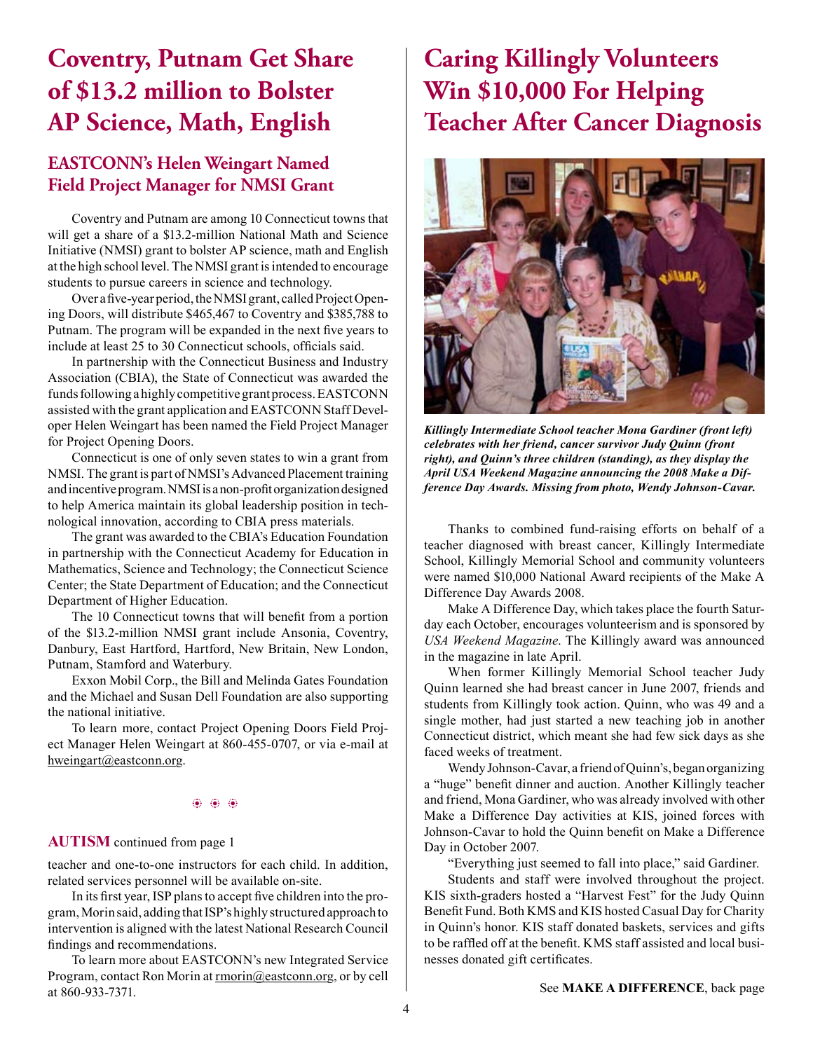# Coventry, Putnam Get Share of $13.2 million to Bolster AP Science, Math, English

## EASTCONN's Helen Weingart Named Field Project Manager for NMSI Grant

Coventry and Putnam are among 10 Connecticut towns that will get a share of a $13.2-million National Math and Science Initiative (NMSI) grant to bolster AP science, math and English at the high school level. The NMSI grant is intended to encourage students to pursue careers in science and technology.

Over a five-year period, the NMSI grant, called Project Opening Doors, will distribute $465,467 to Coventry and $385,788 to Putnam. The program will be expanded in the next five years to include at least 25 to 30 Connecticut schools, officials said.

In partnership with the Connecticut Business and Industry Association (CBIA), the State of Connecticut was awarded the funds following a highly competitive grant process. EASTCONN assisted with the grant application and EASTCONN Staff Developer Helen Weingart has been named the Field Project Manager for Project Opening Doors.

Connecticut is one of only seven states to win a grant from NMSI. The grant is part of NMSI's Advanced Placement training and incentive program. NMSI is a non-profit organization designed to help America maintain its global leadership position in technological innovation, according to CBIA press materials.

The grant was awarded to the CBIA's Education Foundation in partnership with the Connecticut Academy for Education in Mathematics, Science and Technology; the Connecticut Science Center; the State Department of Education; and the Connecticut Department of Higher Education.

The 10 Connecticut towns that will benefit from a portion of the $13.2-million NMSI grant include Ansonia, Coventry, Danbury, East Hartford, Hartford, New Britain, New London, Putnam, Stamford and Waterbury.

Exxon Mobil Corp., the Bill and Melinda Gates Foundation and the Michael and Susan Dell Foundation are also supporting the national initiative.

To learn more, contact Project Opening Doors Field Project Manager Helen Weingart at 860-455-0707, or via e-mail at hweingart@eastconn.org.

**AUTISM** continued from page 1

teacher and one-to-one instructors for each child. In addition, related services personnel will be available on-site.

In its first year, ISP plans to accept five children into the program, Morin said, adding that ISP's highly structured approach to intervention is aligned with the latest National Research Council findings and recommendations.

To learn more about EASTCONN's new Integrated Service Program, contact Ron Morin at rmorin@eastconn.org, or by cell at 860-933-7371.

# Caring Killingly Volunteers Win $10,000 For Helping Teacher After Cancer Diagnosis

***Killingly Intermediate School teacher Mona Gardiner (front left) celebrates with her friend, cancer survivor Judy Quinn (front right), and Quinn's three children (standing), as they display the April USA Weekend Magazine announcing the 2008 Make a Difference Day Awards. Missing from photo, Wendy Johnson-Cavar.***

Thanks to combined fund-raising efforts on behalf of a teacher diagnosed with breast cancer, Killingly Intermediate School, Killingly Memorial School and community volunteers were named $10,000 National Award recipients of the Make A Difference Day Awards 2008.

Make A Difference Day, which takes place the fourth Saturday each October, encourages volunteerism and is sponsored by *USA Weekend Magazine*. The Killingly award was announced in the magazine in late April.

When former Killingly Memorial School teacher Judy Quinn learned she had breast cancer in June 2007, friends and students from Killingly took action. Quinn, who was 49 and a single mother, had just started a new teaching job in another Connecticut district, which meant she had few sick days as she faced weeks of treatment.

Wendy Johnson-Cavar, a friend of Quinn's, began organizing a "huge" benefit dinner and auction. Another Killingly teacher and friend, Mona Gardiner, who was already involved with other Make a Difference Day activities at KIS, joined forces with Johnson-Cavar to hold the Quinn benefit on Make a Difference Day in October 2007.

"Everything just seemed to fall into place," said Gardiner.

Students and staff were involved throughout the project. KIS sixth-graders hosted a "Harvest Fest" for the Judy Quinn Benefit Fund. Both KMS and KIS hosted Casual Day for Charity in Quinn's honor. KIS staff donated baskets, services and gifts to be raffled off at the benefit. KMS staff assisted and local businesses donated gift certificates.

See **MAKE A DIFFERENCE**, back page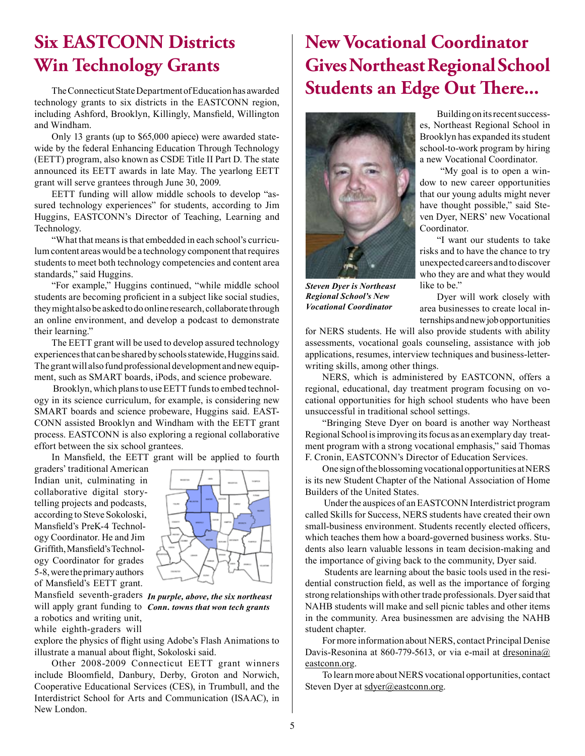# Six EASTCONN Districts Win Technology Grants

The Connecticut State Department of Education has awarded technology grants to six districts in the EASTCONN region, including Ashford, Brooklyn, Killingly, Mansfield, Willington and Windham.

Only 13 grants (up to $65,000 apiece) were awarded statewide by the federal Enhancing Education Through Technology (EETT) program, also known as CSDE Title II Part D. The state announced its EETT awards in late May. The yearlong EETT grant will serve grantees through June 30, 2009.

EETT funding will allow middle schools to develop "assured technology experiences" for students, according to Jim Huggins, EASTCONN's Director of Teaching, Learning and Technology.

"What that means is that embedded in each school's curriculum content areas would be a technology component that requires students to meet both technology competencies and content area standards," said Huggins.

"For example," Huggins continued, "while middle school students are becoming proficient in a subject like social studies, they might also be asked to do online research, collaborate through an online environment, and develop a podcast to demonstrate their learning."

The EETT grant will be used to develop assured technology experiences that can be shared by schools statewide, Huggins said. The grant will also fund professional development and new equipment, such as SMART boards, iPods, and science probeware.

Brooklyn, which plans to use EETT funds to embed technology in its science curriculum, for example, is considering new SMART boards and science probeware, Huggins said. EASTCONN assisted Brooklyn and Windham with the EETT grant process. EASTCONN is also exploring a regional collaborative effort between the six school grantees.

In Mansfield, the EETT grant will be applied to fourth graders' traditional American Indian unit, culminating in collaborative digital storytelling projects and podcasts, according to Steve Sokoloski, Mansfield's PreK-4 Technology Coordinator. He and Jim Griffith, Mansfield's Technology Coordinator for grades 5-8, were the primary authors of Mansfield's EETT grant. Mansfield seventh-graders will apply grant funding to a robotics and writing unit, while eighth-graders will explore the physics of flight using Adobe's Flash Animations to illustrate a manual about flight, Sokoloski said.

*In purple, above, the six northeast Conn. towns that won tech grants*

Other 2008-2009 Connecticut EETT grant winners include Bloomfield, Danbury, Derby, Groton and Norwich, Cooperative Educational Services (CES), in Trumbull, and the Interdistrict School for Arts and Communication (ISAAC), in New London.

# New Vocational Coordinator Gives Northeast Regional School Students an Edge Out There...

*Steven Dyer is Northeast Regional School's New Vocational Coordinator*

Building on its recent successes, Northeast Regional School in Brooklyn has expanded its student school-to-work program by hiring a new Vocational Coordinator.

"My goal is to open a window to new career opportunities that our young adults might never have thought possible," said Steven Dyer, NERS' new Vocational Coordinator.

"I want our students to take risks and to have the chance to try unexpected careers and to discover who they are and what they would like to be."

Dyer will work closely with area businesses to create local internships and new job opportunities for NERS students. He will also provide students with ability assessments, vocational goals counseling, assistance with job applications, resumes, interview techniques and business-letter-writing skills, among other things.

NERS, which is administered by EASTCONN, offers a regional, educational, day treatment program focusing on vocational opportunities for high school students who have been unsuccessful in traditional school settings.

"Bringing Steve Dyer on board is another way Northeast Regional School is improving its focus as an exemplary day treatment program with a strong vocational emphasis," said Thomas F. Cronin, EASTCONN's Director of Education Services.

One sign of the blossoming vocational opportunities at NERS is its new Student Chapter of the National Association of Home Builders of the United States.

Under the auspices of an EASTCONN Interdistrict program called Skills for Success, NERS students have created their own small-business environment. Students recently elected officers, which teaches them how a board-governed business works. Students also learn valuable lessons in team decision-making and the importance of giving back to the community, Dyer said.

Students are learning about the basic tools used in the residential construction field, as well as the importance of forging strong relationships with other trade professionals. Dyer said that NAHB students will make and sell picnic tables and other items in the community. Area businessmen are advising the NAHB student chapter.

For more information about NERS, contact Principal Denise Davis-Resonina at 860-779-5613, or via e-mail at dresonina@eastconn.org.

To learn more about NERS vocational opportunities, contact Steven Dyer at sdyer@eastconn.org.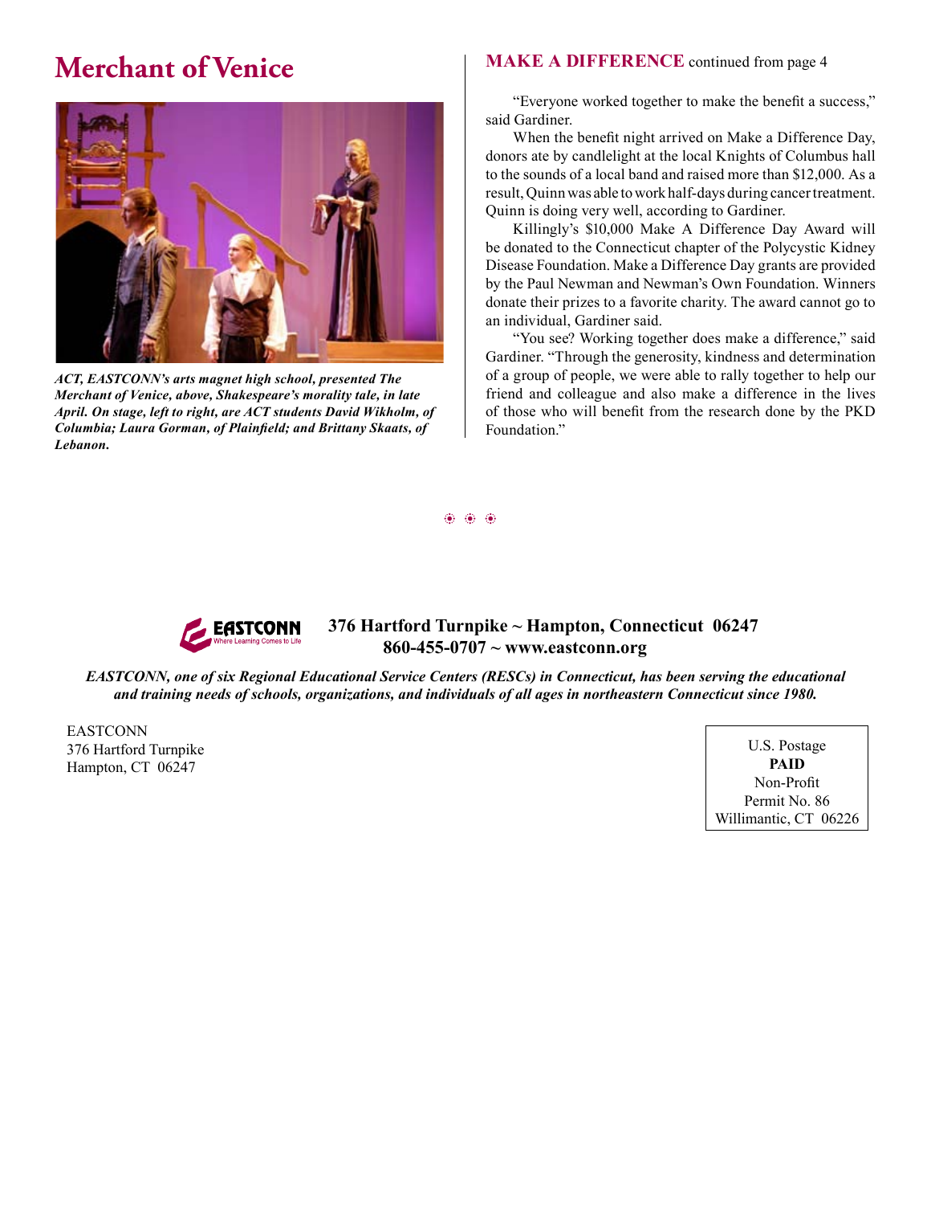# Merchant of Venice

*ACT, EASTCONN's arts magnet high school, presented The Merchant of Venice, above, Shakespeare's morality tale, in late April. On stage, left to right, are ACT students David Wikholm, of Columbia; Laura Gorman, of Plainfield; and Brittany Skaats, of Lebanon.*

## MAKE A DIFFERENCE continued from page 4

"Everyone worked together to make the benefit a success," said Gardiner.

When the benefit night arrived on Make a Difference Day, donors ate by candlelight at the local Knights of Columbus hall to the sounds of a local band and raised more than $12,000. As a result, Quinn was able to work half-days during cancer treatment. Quinn is doing very well, according to Gardiner.

Killingly's $10,000 Make A Difference Day Award will be donated to the Connecticut chapter of the Polycystic Kidney Disease Foundation. Make a Difference Day grants are provided by the Paul Newman and Newman's Own Foundation. Winners donate their prizes to a favorite charity. The award cannot go to an individual, Gardiner said.

"You see? Working together does make a difference," said Gardiner. "Through the generosity, kindness and determination of a group of people, we were able to rally together to help our friend and colleague and also make a difference in the lives of those who will benefit from the research done by the PKD Foundation."

EASTCONN — Where Learning Comes to Life

**376 Hartford Turnpike ~ Hampton, Connecticut 06247**
**860-455-0707 ~ www.eastconn.org**

***EASTCONN, one of six Regional Educational Service Centers (RESCs) in Connecticut, has been serving the educational and training needs of schools, organizations, and individuals of all ages in northeastern Connecticut since 1980.***

EASTCONN
376 Hartford Turnpike
Hampton, CT 06247

U.S. Postage
**PAID**
Non-Profit
Permit No. 86
Willimantic, CT 06226